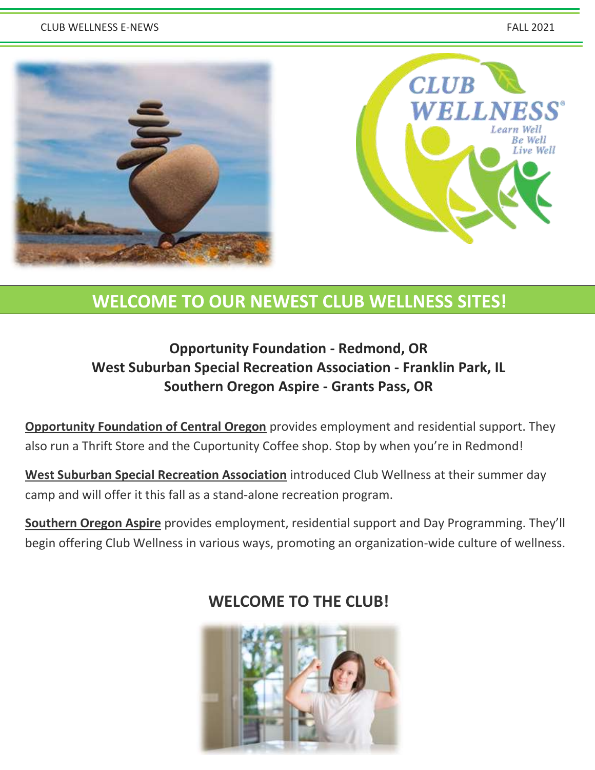## WELCOME TO OUR NEWEST CLUB WELLNESS SITES!

**Opportunity Foundation - Redmond, OR**
**West Suburban Special Recreation Association - Franklin Park, IL**
**Southern Oregon Aspire - Grants Pass, OR**

**Opportunity Foundation of Central Oregon** provides employment and residential support. They also run a Thrift Store and the Cuportunity Coffee shop. Stop by when you're in Redmond!

**West Suburban Special Recreation Association** introduced Club Wellness at their summer day camp and will offer it this fall as a stand-alone recreation program.

**Southern Oregon Aspire** provides employment, residential support and Day Programming. They'll begin offering Club Wellness in various ways, promoting an organization-wide culture of wellness.

### WELCOME TO THE CLUB!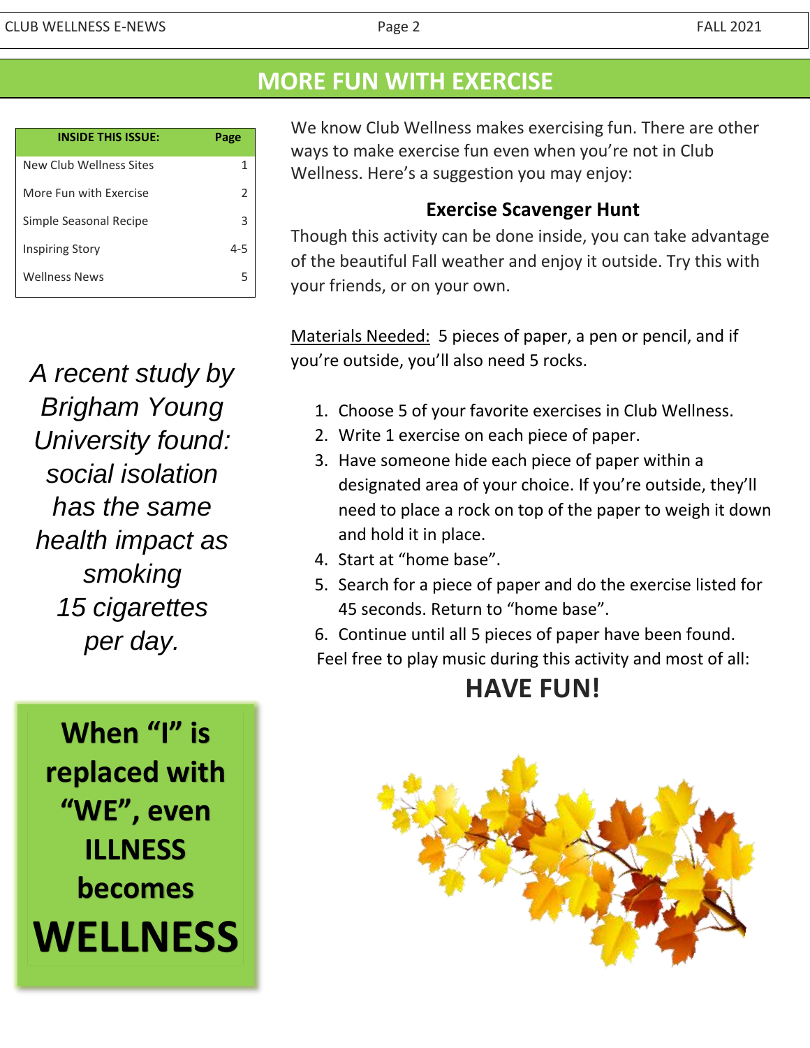# MORE FUN WITH EXERCISE

| INSIDE THIS ISSUE: | Page |
|---|---|
| New Club Wellness Sites | 1 |
| More Fun with Exercise | 2 |
| Simple Seasonal Recipe | 3 |
| Inspiring Story | 4-5 |
| Wellness News | 5 |

*A recent study by Brigham Young University found: social isolation has the same health impact as smoking 15 cigarettes per day.*

**When "I" is replaced with "WE", even ILLNESS becomes WELLNESS**

We know Club Wellness makes exercising fun. There are other ways to make exercise fun even when you're not in Club Wellness. Here's a suggestion you may enjoy:

### Exercise Scavenger Hunt

Though this activity can be done inside, you can take advantage of the beautiful Fall weather and enjoy it outside. Try this with your friends, or on your own.

Materials Needed: 5 pieces of paper, a pen or pencil, and if you're outside, you'll also need 5 rocks.

1. Choose 5 of your favorite exercises in Club Wellness.
2. Write 1 exercise on each piece of paper.
3. Have someone hide each piece of paper within a designated area of your choice. If you're outside, they'll need to place a rock on top of the paper to weigh it down and hold it in place.
4. Start at "home base".
5. Search for a piece of paper and do the exercise listed for 45 seconds. Return to "home base".
6. Continue until all 5 pieces of paper have been found.

Feel free to play music during this activity and most of all:

**HAVE FUN!**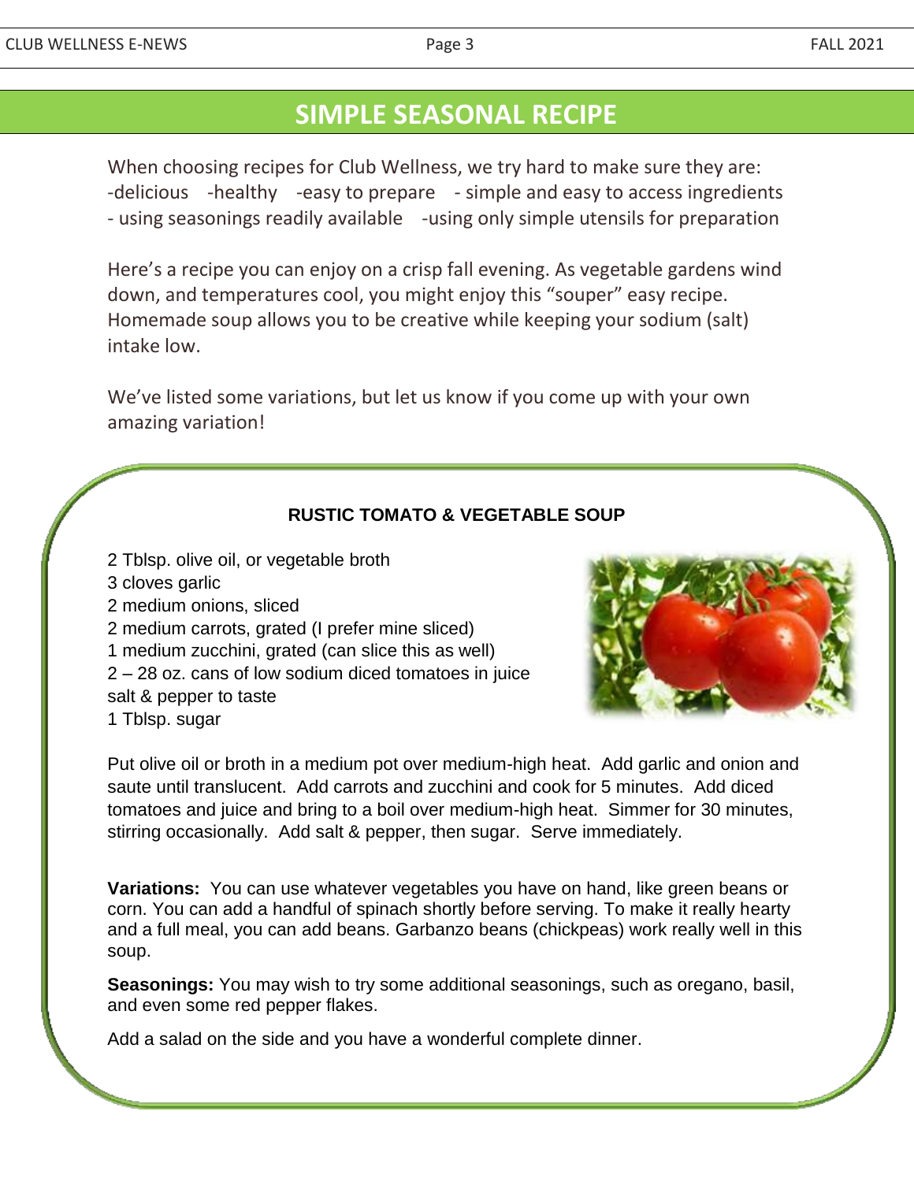## SIMPLE SEASONAL RECIPE

When choosing recipes for Club Wellness, we try hard to make sure they are:
-delicious -healthy -easy to prepare - simple and easy to access ingredients
- using seasonings readily available -using only simple utensils for preparation

Here's a recipe you can enjoy on a crisp fall evening. As vegetable gardens wind down, and temperatures cool, you might enjoy this "souper" easy recipe. Homemade soup allows you to be creative while keeping your sodium (salt) intake low.

We've listed some variations, but let us know if you come up with your own amazing variation!

### RUSTIC TOMATO & VEGETABLE SOUP

2 Tblsp. olive oil, or vegetable broth
3 cloves garlic
2 medium onions, sliced
2 medium carrots, grated (I prefer mine sliced)
1 medium zucchini, grated (can slice this as well)
2 – 28 oz. cans of low sodium diced tomatoes in juice
salt & pepper to taste
1 Tblsp. sugar

Put olive oil or broth in a medium pot over medium-high heat. Add garlic and onion and saute until translucent. Add carrots and zucchini and cook for 5 minutes. Add diced tomatoes and juice and bring to a boil over medium-high heat. Simmer for 30 minutes, stirring occasionally. Add salt & pepper, then sugar. Serve immediately.

**Variations:** You can use whatever vegetables you have on hand, like green beans or corn. You can add a handful of spinach shortly before serving. To make it really hearty and a full meal, you can add beans. Garbanzo beans (chickpeas) work really well in this soup.

**Seasonings:** You may wish to try some additional seasonings, such as oregano, basil, and even some red pepper flakes.

Add a salad on the side and you have a wonderful complete dinner.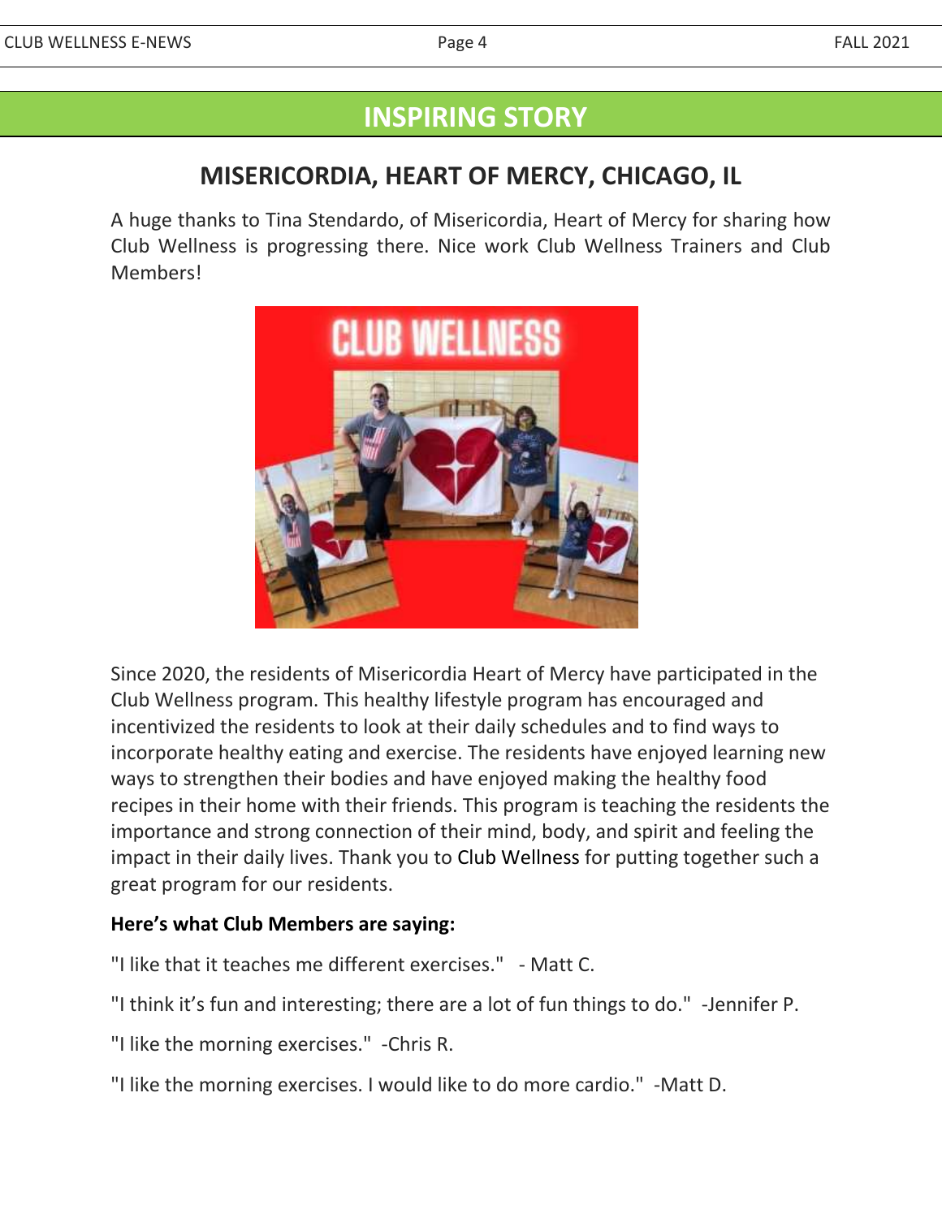## INSPIRING STORY

### MISERICORDIA, HEART OF MERCY, CHICAGO, IL

A huge thanks to Tina Stendardo, of Misericordia, Heart of Mercy for sharing how Club Wellness is progressing there. Nice work Club Wellness Trainers and Club Members!

Since 2020, the residents of Misericordia Heart of Mercy have participated in the Club Wellness program. This healthy lifestyle program has encouraged and incentivized the residents to look at their daily schedules and to find ways to incorporate healthy eating and exercise. The residents have enjoyed learning new ways to strengthen their bodies and have enjoyed making the healthy food recipes in their home with their friends. This program is teaching the residents the importance and strong connection of their mind, body, and spirit and feeling the impact in their daily lives. Thank you to Club Wellness for putting together such a great program for our residents.

**Here's what Club Members are saying:**

"I like that it teaches me different exercises." - Matt C.

"I think it's fun and interesting; there are a lot of fun things to do." -Jennifer P.

"I like the morning exercises." -Chris R.

"I like the morning exercises. I would like to do more cardio." -Matt D.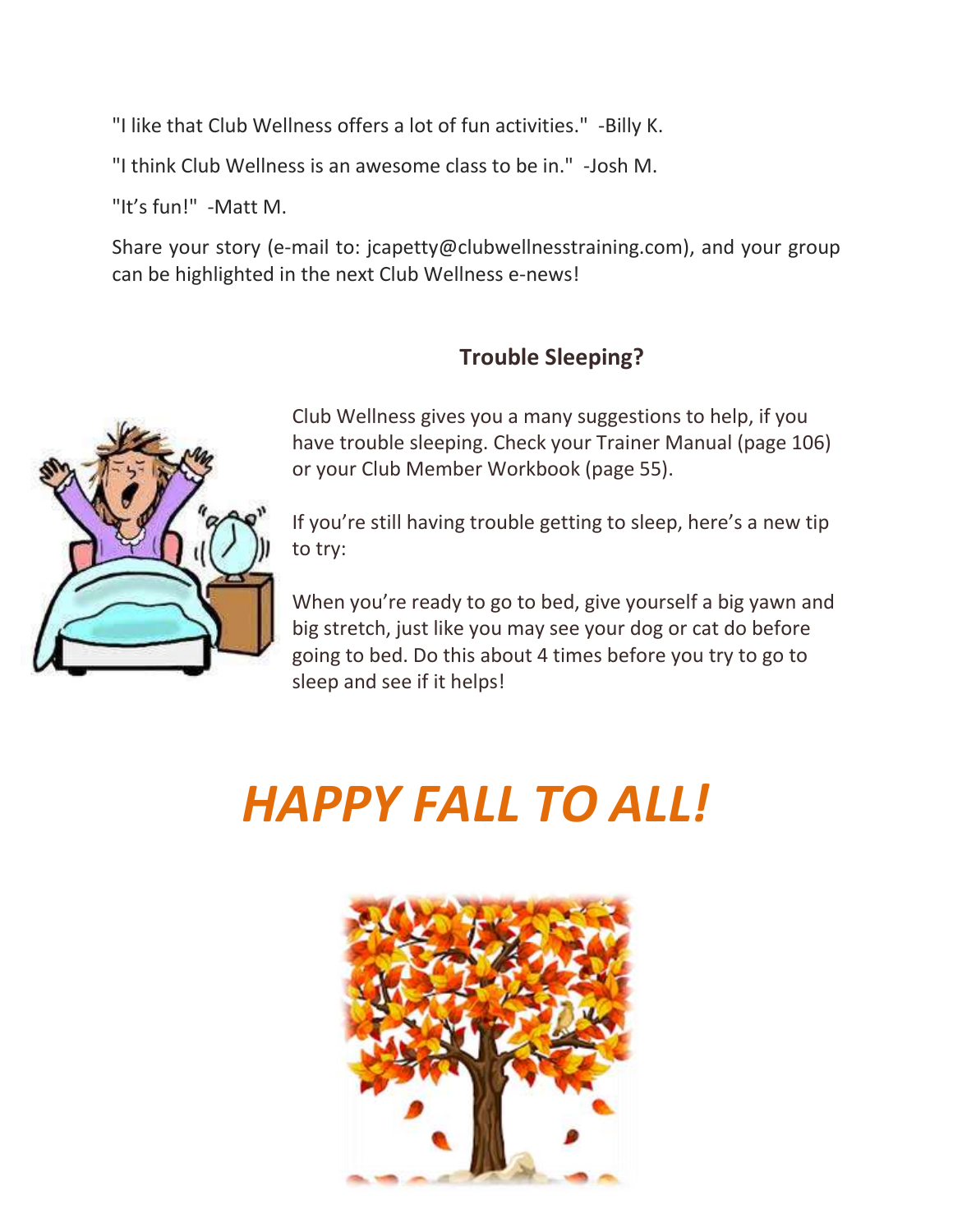"I like that Club Wellness offers a lot of fun activities." -Billy K.

"I think Club Wellness is an awesome class to be in." -Josh M.

"It's fun!" -Matt M.

Share your story (e-mail to: jcapetty@clubwellnesstraining.com), and your group can be highlighted in the next Club Wellness e-news!

## Trouble Sleeping?

Club Wellness gives you a many suggestions to help, if you have trouble sleeping. Check your Trainer Manual (page 106) or your Club Member Workbook (page 55).

If you're still having trouble getting to sleep, here's a new tip to try:

When you're ready to go to bed, give yourself a big yawn and big stretch, just like you may see your dog or cat do before going to bed. Do this about 4 times before you try to go to sleep and see if it helps!

# *HAPPY FALL TO ALL!*